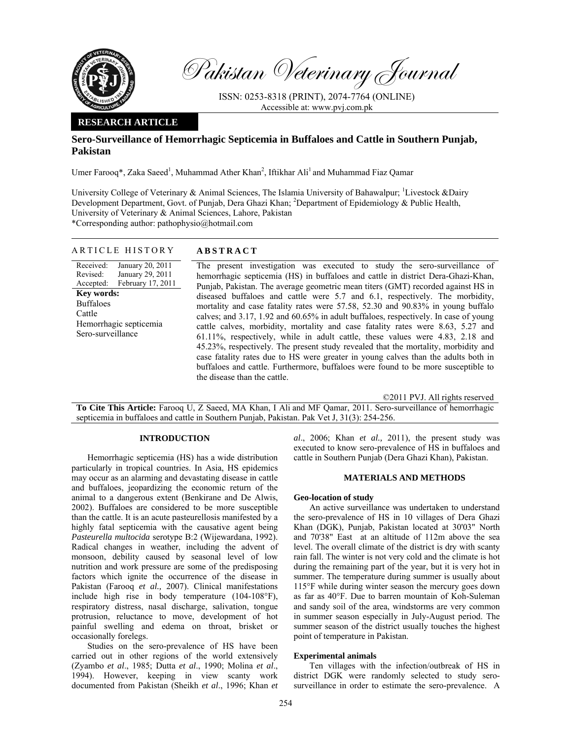Pakistan Veterinary Journal

ISSN: 0253-8318 (PRINT), 2074-7764 (ONLINE)
Accessible at: www.pvj.com.pk

**RESEARCH ARTICLE**

# Sero-Surveillance of Hemorrhagic Septicemia in Buffaloes and Cattle in Southern Punjab, Pakistan

Umer Farooq*, Zaka Saeed[1], Muhammad Ather Khan[2], Iftikhar Ali[1] and Muhammad Fiaz Qamar

University College of Veterinary & Animal Sciences, The Islamia University of Bahawalpur; [1]Livestock &Dairy Development Department, Govt. of Punjab, Dera Ghazi Khan; [2]Department of Epidemiology & Public Health, University of Veterinary & Animal Sciences, Lahore, Pakistan
*Corresponding author: pathophysio@hotmail.com

## ARTICLE HISTORY

Received: January 20, 2011
Revised: January 29, 2011
Accepted: February 17, 2011

**Key words:**
Buffaloes
Cattle
Hemorrhagic septicemia
Sero-surveillance

## ABSTRACT

The present investigation was executed to study the sero-surveillance of hemorrhagic septicemia (HS) in buffaloes and cattle in district Dera-Ghazi-Khan, Punjab, Pakistan. The average geometric mean titers (GMT) recorded against HS in diseased buffaloes and cattle were 5.7 and 6.1, respectively. The morbidity, mortality and case fatality rates were 57.58, 52.30 and 90.83% in young buffalo calves; and 3.17, 1.92 and 60.65% in adult buffaloes, respectively. In case of young cattle calves, morbidity, mortality and case fatality rates were 8.63, 5.27 and 61.11%, respectively, while in adult cattle, these values were 4.83, 2.18 and 45.23%, respectively. The present study revealed that the mortality, morbidity and case fatality rates due to HS were greater in young calves than the adults both in buffaloes and cattle. Furthermore, buffaloes were found to be more susceptible to the disease than the cattle.

©2011 PVJ. All rights reserved

**To Cite This Article:** Farooq U, Z Saeed, MA Khan, I Ali and MF Qamar, 2011. Sero-surveillance of hemorrhagic septicemia in buffaloes and cattle in Southern Punjab, Pakistan. Pak Vet J, 31(3): 254-256.

## INTRODUCTION

Hemorrhagic septicemia (HS) has a wide distribution particularly in tropical countries. In Asia, HS epidemics may occur as an alarming and devastating disease in cattle and buffaloes, jeopardizing the economic return of the animal to a dangerous extent (Benkirane and De Alwis, 2002). Buffaloes are considered to be more susceptible than the cattle. It is an acute pasteurellosis manifested by a highly fatal septicemia with the causative agent being *Pasteurella multocida* serotype B:2 (Wijewardana, 1992). Radical changes in weather, including the advent of monsoon, debility caused by seasonal level of low nutrition and work pressure are some of the predisposing factors which ignite the occurrence of the disease in Pakistan (Farooq *et al.,* 2007). Clinical manifestations include high rise in body temperature (104-108°F), respiratory distress, nasal discharge, salivation, tongue protrusion, reluctance to move, development of hot painful swelling and edema on throat, brisket or occasionally forelegs.

Studies on the sero-prevalence of HS have been carried out in other regions of the world extensively (Zyambo *et al*., 1985; Dutta *et al*., 1990; Molina *et al*., 1994). However, keeping in view scanty work documented from Pakistan (Sheikh *et al*., 1996; Khan *et al*., 2006; Khan *et al.,* 2011), the present study was executed to know sero-prevalence of HS in buffaloes and cattle in Southern Punjab (Dera Ghazi Khan), Pakistan.

## MATERIALS AND METHODS

### Geo-location of study

An active surveillance was undertaken to understand the sero-prevalence of HS in 10 villages of Dera Ghazi Khan (DGK), Punjab, Pakistan located at 30'03" North and 70'38" East at an altitude of 112m above the sea level. The overall climate of the district is dry with scanty rain fall. The winter is not very cold and the climate is hot during the remaining part of the year, but it is very hot in summer. The temperature during summer is usually about 115°F while during winter season the mercury goes down as far as 40°F. Due to barren mountain of Koh-Suleman and sandy soil of the area, windstorms are very common in summer season especially in July-August period. The summer season of the district usually touches the highest point of temperature in Pakistan.

### Experimental animals

Ten villages with the infection/outbreak of HS in district DGK were randomly selected to study sero-surveillance in order to estimate the sero-prevalence. A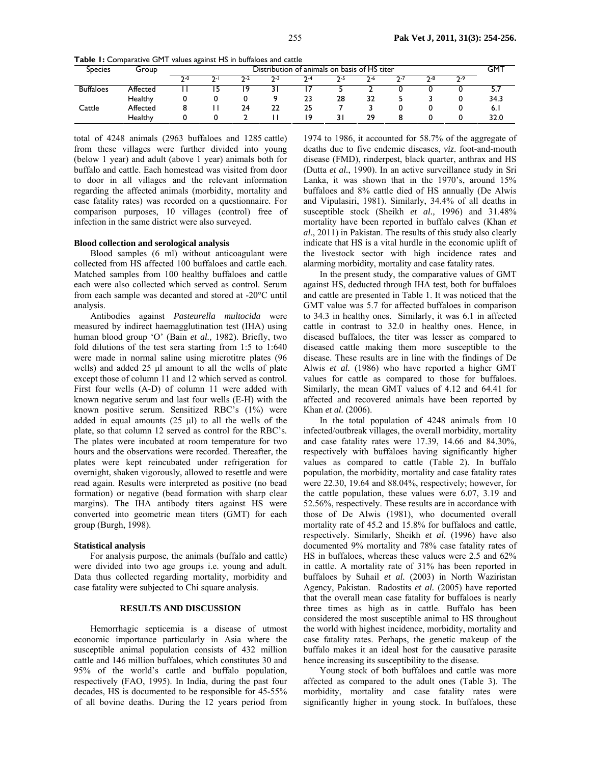**Table 1:** Comparative GMT values against HS in buffaloes and cattle

| Species | Group | Distribution of animals on basis of HS titer | | | | | | | | | | GMT |
|---|---|---|---|---|---|---|---|---|---|---|---|---|
| | | $2^{-0}$ | $2^{-1}$ | $2^{-2}$ | $2^{-3}$ | $2^{-4}$ | $2^{-5}$ | $2^{-6}$ | $2^{-7}$ | $2^{-8}$ | $2^{-9}$ | |
| Buffaloes | Affected | 11 | 15 | 19 | 31 | 17 | 5 | 2 | 0 | 0 | 0 | 5.7 |
| | Healthy | 0 | 0 | 0 | 9 | 23 | 28 | 32 | 5 | 3 | 0 | 34.3 |
| Cattle | Affected | 8 | 11 | 24 | 22 | 25 | 7 | 3 | 0 | 0 | 0 | 6.1 |
| | Healthy | 0 | 0 | 2 | 11 | 19 | 31 | 29 | 8 | 0 | 0 | 32.0 |

total of 4248 animals (2963 buffaloes and 1285 cattle) from these villages were further divided into young (below 1 year) and adult (above 1 year) animals both for buffalo and cattle. Each homestead was visited from door to door in all villages and the relevant information regarding the affected animals (morbidity, mortality and case fatality rates) was recorded on a questionnaire. For comparison purposes, 10 villages (control) free of infection in the same district were also surveyed.

### Blood collection and serological analysis

Blood samples (6 ml) without anticoagulant were collected from HS affected 100 buffaloes and cattle each. Matched samples from 100 healthy buffaloes and cattle each were also collected which served as control. Serum from each sample was decanted and stored at -20°C until analysis.

Antibodies against *Pasteurella multocida* were measured by indirect haemagglutination test (IHA) using human blood group 'O' (Bain *et al.,* 1982). Briefly, two fold dilutions of the test sera starting from 1:5 to 1:640 were made in normal saline using microtitre plates (96 wells) and added 25 µl amount to all the wells of plate except those of column 11 and 12 which served as control. First four wells (A-D) of column 11 were added with known negative serum and last four wells (E-H) with the known positive serum. Sensitized RBC's (1%) were added in equal amounts (25 µl) to all the wells of the plate, so that column 12 served as control for the RBC's. The plates were incubated at room temperature for two hours and the observations were recorded. Thereafter, the plates were kept reincubated under refrigeration for overnight, shaken vigorously, allowed to resettle and were read again. Results were interpreted as positive (no bead formation) or negative (bead formation with sharp clear margins). The IHA antibody titers against HS were converted into geometric mean titers (GMT) for each group (Burgh, 1998).

### Statistical analysis

For analysis purpose, the animals (buffalo and cattle) were divided into two age groups i.e. young and adult. Data thus collected regarding mortality, morbidity and case fatality were subjected to Chi square analysis.

## RESULTS AND DISCUSSION

Hemorrhagic septicemia is a disease of utmost economic importance particularly in Asia where the susceptible animal population consists of 432 million cattle and 146 million buffaloes, which constitutes 30 and 95% of the world's cattle and buffalo population, respectively (FAO, 1995). In India, during the past four decades, HS is documented to be responsible for 45-55% of all bovine deaths. During the 12 years period from 1974 to 1986, it accounted for 58.7% of the aggregate of deaths due to five endemic diseases, *viz*. foot-and-mouth disease (FMD), rinderpest, black quarter, anthrax and HS (Dutta *et al.*, 1990). In an active surveillance study in Sri Lanka, it was shown that in the 1970's, around 15% buffaloes and 8% cattle died of HS annually (De Alwis and Vipulasiri, 1981). Similarly, 34.4% of all deaths in susceptible stock (Sheikh *et al.,* 1996) and 31.48% mortality have been reported in buffalo calves (Khan *et al*., 2011) in Pakistan. The results of this study also clearly indicate that HS is a vital hurdle in the economic uplift of the livestock sector with high incidence rates and alarming morbidity, mortality and case fatality rates.

In the present study, the comparative values of GMT against HS, deducted through IHA test, both for buffaloes and cattle are presented in Table 1. It was noticed that the GMT value was 5.7 for affected buffaloes in comparison to 34.3 in healthy ones. Similarly, it was 6.1 in affected cattle in contrast to 32.0 in healthy ones. Hence, in diseased buffaloes, the titer was lesser as compared to diseased cattle making them more susceptible to the disease. These results are in line with the findings of De Alwis *et al.* (1986) who have reported a higher GMT values for cattle as compared to those for buffaloes. Similarly, the mean GMT values of 4.12 and 64.41 for affected and recovered animals have been reported by Khan *et al*. (2006).

In the total population of 4248 animals from 10 infected/outbreak villages, the overall morbidity, mortality and case fatality rates were 17.39, 14.66 and 84.30%, respectively with buffaloes having significantly higher values as compared to cattle (Table 2). In buffalo population, the morbidity, mortality and case fatality rates were 22.30, 19.64 and 88.04%, respectively; however, for the cattle population, these values were 6.07, 3.19 and 52.56%, respectively. These results are in accordance with those of De Alwis (1981), who documented overall mortality rate of 45.2 and 15.8% for buffaloes and cattle, respectively. Similarly, Sheikh *et al.* (1996) have also documented 9% mortality and 78% case fatality rates of HS in buffaloes, whereas these values were 2.5 and 62% in cattle. A mortality rate of 31% has been reported in buffaloes by Suhail *et al.* (2003) in North Waziristan Agency, Pakistan. Radostits *et al.* (2005) have reported that the overall mean case fatality for buffaloes is nearly three times as high as in cattle. Buffalo has been considered the most susceptible animal to HS throughout the world with highest incidence, morbidity, mortality and case fatality rates. Perhaps, the genetic makeup of the buffalo makes it an ideal host for the causative parasite hence increasing its susceptibility to the disease.

Young stock of both buffaloes and cattle was more affected as compared to the adult ones (Table 3). The morbidity, mortality and case fatality rates were significantly higher in young stock. In buffaloes, these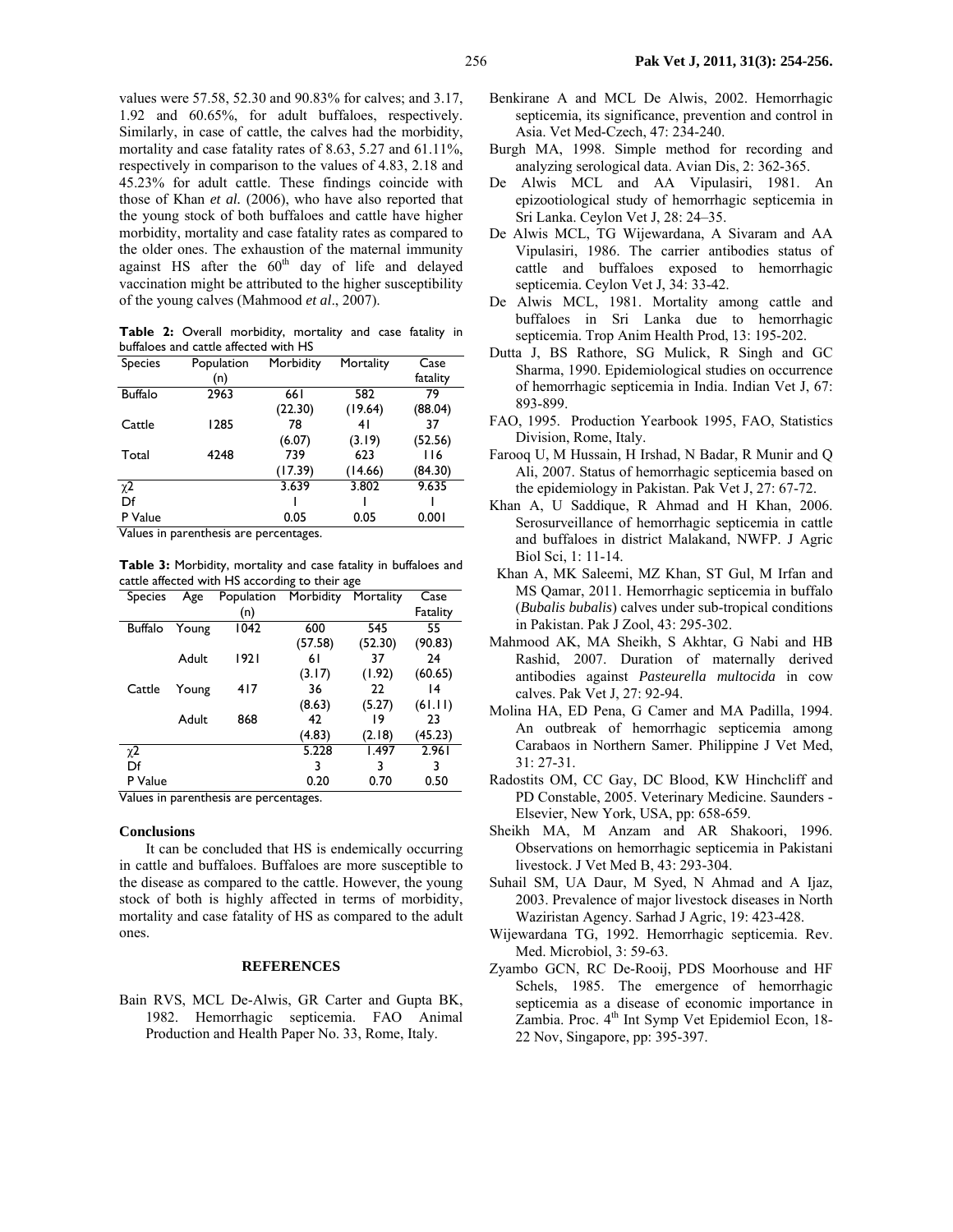values were 57.58, 52.30 and 90.83% for calves; and 3.17, 1.92 and 60.65%, for adult buffaloes, respectively. Similarly, in case of cattle, the calves had the morbidity, mortality and case fatality rates of 8.63, 5.27 and 61.11%, respectively in comparison to the values of 4.83, 2.18 and 45.23% for adult cattle. These findings coincide with those of Khan *et al.* (2006), who have also reported that the young stock of both buffaloes and cattle have higher morbidity, mortality and case fatality rates as compared to the older ones. The exhaustion of the maternal immunity against HS after the 60th day of life and delayed vaccination might be attributed to the higher susceptibility of the young calves (Mahmood *et al*., 2007).

**Table 2:** Overall morbidity, mortality and case fatality in buffaloes and cattle affected with HS

| Species | Population (n) | Morbidity | Mortality | Case fatality |
|---|---|---|---|---|
| Buffalo | 2963 | 661 (22.30) | 582 (19.64) | 79 (88.04) |
| Cattle | 1285 | 78 (6.07) | 41 (3.19) | 37 (52.56) |
| Total | 4248 | 739 (17.39) | 623 (14.66) | 116 (84.30) |
| $\chi^2$ | | 3.639 | 3.802 | 9.635 |
| Df | | 1 | 1 | 1 |
| P Value | | 0.05 | 0.05 | 0.001 |

Values in parenthesis are percentages.

**Table 3:** Morbidity, mortality and case fatality in buffaloes and cattle affected with HS according to their age

| Species | Age | Population (n) | Morbidity | Mortality | Case Fatality |
|---|---|---|---|---|---|
| Buffalo | Young | 1042 | 600 (57.58) | 545 (52.30) | 55 (90.83) |
| | Adult | 1921 | 61 (3.17) | 37 (1.92) | 24 (60.65) |
| Cattle | Young | 417 | 36 (8.63) | 22 (5.27) | 14 (61.11) |
| | Adult | 868 | 42 (4.83) | 19 (2.18) | 23 (45.23) |
| $\chi^2$ | | | 5.228 | 1.497 | 2.961 |
| Df | | | 3 | 3 | 3 |
| P Value | | | 0.20 | 0.70 | 0.50 |

Values in parenthesis are percentages.

## Conclusions

It can be concluded that HS is endemically occurring in cattle and buffaloes. Buffaloes are more susceptible to the disease as compared to the cattle. However, the young stock of both is highly affected in terms of morbidity, mortality and case fatality of HS as compared to the adult ones.

## REFERENCES

Bain RVS, MCL De-Alwis, GR Carter and Gupta BK, 1982. Hemorrhagic septicemia. FAO Animal Production and Health Paper No. 33, Rome, Italy.

Benkirane A and MCL De Alwis, 2002. Hemorrhagic septicemia, its significance, prevention and control in Asia. Vet Med-Czech, 47: 234-240.

Burgh MA, 1998. Simple method for recording and analyzing serological data. Avian Dis, 2: 362-365.

De Alwis MCL and AA Vipulasiri, 1981. An epizootiological study of hemorrhagic septicemia in Sri Lanka. Ceylon Vet J, 28: 24–35.

De Alwis MCL, TG Wijewardana, A Sivaram and AA Vipulasiri, 1986. The carrier antibodies status of cattle and buffaloes exposed to hemorrhagic septicemia. Ceylon Vet J, 34: 33-42.

De Alwis MCL, 1981. Mortality among cattle and buffaloes in Sri Lanka due to hemorrhagic septicemia. Trop Anim Health Prod, 13: 195-202.

Dutta J, BS Rathore, SG Mulick, R Singh and GC Sharma, 1990. Epidemiological studies on occurrence of hemorrhagic septicemia in India. Indian Vet J, 67: 893-899.

FAO, 1995. Production Yearbook 1995, FAO, Statistics Division, Rome, Italy.

Farooq U, M Hussain, H Irshad, N Badar, R Munir and Q Ali, 2007. Status of hemorrhagic septicemia based on the epidemiology in Pakistan. Pak Vet J, 27: 67-72.

Khan A, U Saddique, R Ahmad and H Khan, 2006. Serosurveillance of hemorrhagic septicemia in cattle and buffaloes in district Malakand, NWFP. J Agric Biol Sci, 1: 11-14.

Khan A, MK Saleemi, MZ Khan, ST Gul, M Irfan and MS Qamar, 2011. Hemorrhagic septicemia in buffalo (*Bubalis bubalis*) calves under sub-tropical conditions in Pakistan. Pak J Zool, 43: 295-302.

Mahmood AK, MA Sheikh, S Akhtar, G Nabi and HB Rashid, 2007. Duration of maternally derived antibodies against *Pasteurella multocida* in cow calves. Pak Vet J, 27: 92-94.

Molina HA, ED Pena, G Camer and MA Padilla, 1994. An outbreak of hemorrhagic septicemia among Carabaos in Northern Samer. Philippine J Vet Med, 31: 27-31.

Radostits OM, CC Gay, DC Blood, KW Hinchcliff and PD Constable, 2005. Veterinary Medicine. Saunders - Elsevier, New York, USA, pp: 658-659.

Sheikh MA, M Anzam and AR Shakoori, 1996. Observations on hemorrhagic septicemia in Pakistani livestock. J Vet Med B, 43: 293-304.

Suhail SM, UA Daur, M Syed, N Ahmad and A Ijaz, 2003. Prevalence of major livestock diseases in North Waziristan Agency. Sarhad J Agric, 19: 423-428.

Wijewardana TG, 1992. Hemorrhagic septicemia. Rev. Med. Microbiol, 3: 59-63.

Zyambo GCN, RC De-Rooij, PDS Moorhouse and HF Schels, 1985. The emergence of hemorrhagic septicemia as a disease of economic importance in Zambia. Proc. 4th Int Symp Vet Epidemiol Econ, 18-22 Nov, Singapore, pp: 395-397.